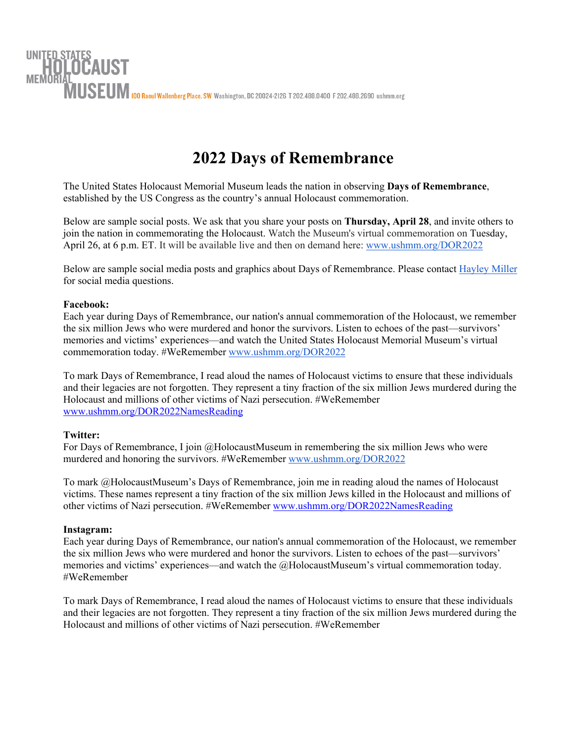UNITED STATES HOLOCAUST MEMORIAL MUSEUM 100 Raoul Wallenberg Place, SW Washington, DC 20024-2126 T 202.488.0400 F 202.488.2690 ushmm.org

# 2022 Days of Remembrance

The United States Holocaust Memorial Museum leads the nation in observing **Days of Remembrance**, established by the US Congress as the country's annual Holocaust commemoration.

Below are sample social posts. We ask that you share your posts on **Thursday, April 28**, and invite others to join the nation in commemorating the Holocaust. Watch the Museum's virtual commemoration on Tuesday, April 26, at 6 p.m. ET. It will be available live and then on demand here: www.ushmm.org/DOR2022

Below are sample social media posts and graphics about Days of Remembrance. Please contact Hayley Miller for social media questions.

**Facebook:**

Each year during Days of Remembrance, our nation's annual commemoration of the Holocaust, we remember the six million Jews who were murdered and honor the survivors. Listen to echoes of the past—survivors' memories and victims' experiences—and watch the United States Holocaust Memorial Museum's virtual commemoration today. #WeRemember www.ushmm.org/DOR2022

To mark Days of Remembrance, I read aloud the names of Holocaust victims to ensure that these individuals and their legacies are not forgotten. They represent a tiny fraction of the six million Jews murdered during the Holocaust and millions of other victims of Nazi persecution. #WeRemember www.ushmm.org/DOR2022NamesReading

**Twitter:**

For Days of Remembrance, I join @HolocaustMuseum in remembering the six million Jews who were murdered and honoring the survivors. #WeRemember www.ushmm.org/DOR2022

To mark @HolocaustMuseum's Days of Remembrance, join me in reading aloud the names of Holocaust victims. These names represent a tiny fraction of the six million Jews killed in the Holocaust and millions of other victims of Nazi persecution. #WeRemember www.ushmm.org/DOR2022NamesReading

**Instagram:**

Each year during Days of Remembrance, our nation's annual commemoration of the Holocaust, we remember the six million Jews who were murdered and honor the survivors. Listen to echoes of the past—survivors' memories and victims' experiences—and watch the @HolocaustMuseum's virtual commemoration today. #WeRemember

To mark Days of Remembrance, I read aloud the names of Holocaust victims to ensure that these individuals and their legacies are not forgotten. They represent a tiny fraction of the six million Jews murdered during the Holocaust and millions of other victims of Nazi persecution. #WeRemember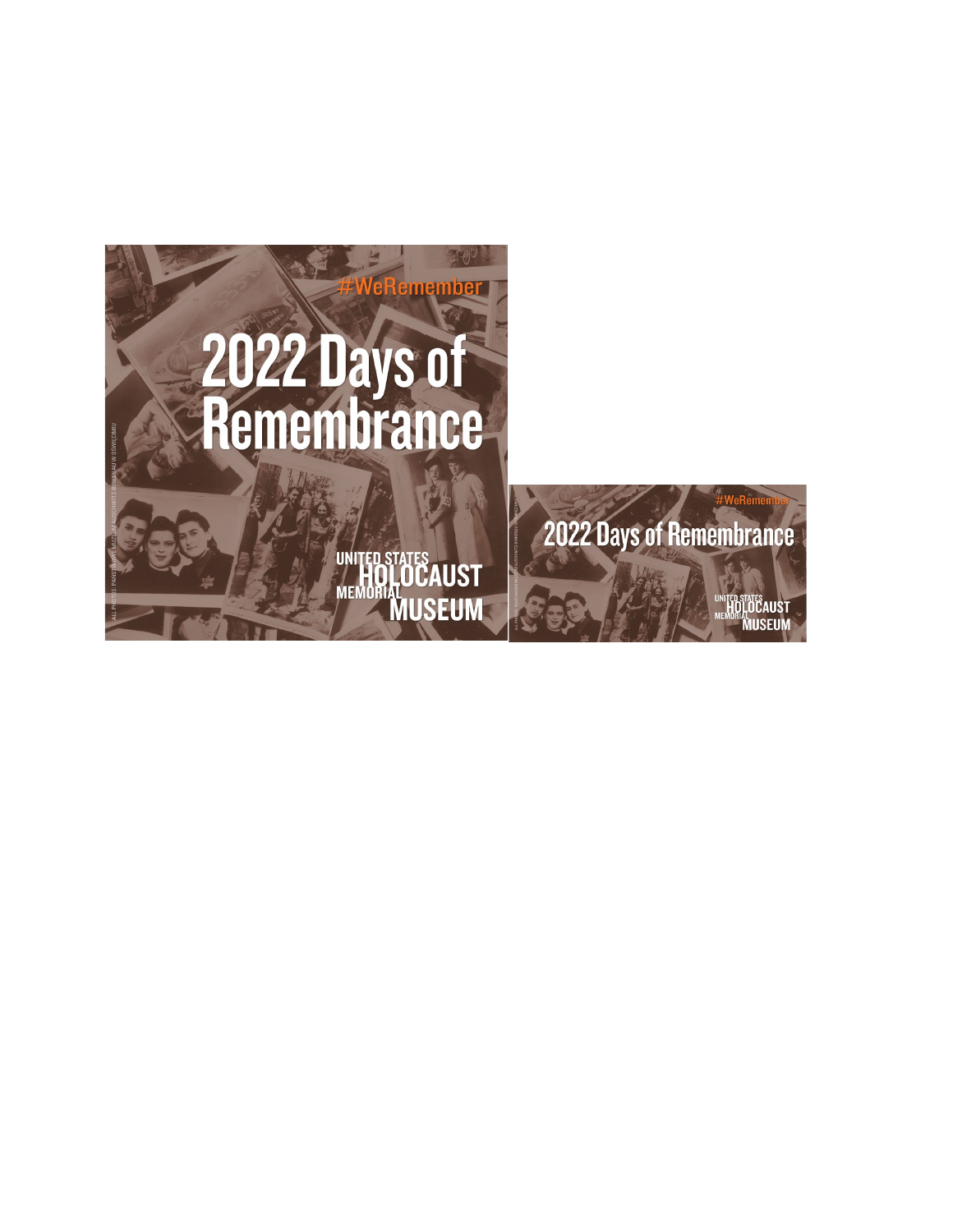#WeRemember

2022 Days of Remembrance

UNITED STATES HOLOCAUST MEMORIAL MUSEUM

ALL PHOTOS: PAŃSTWOWE MUZEUM AUSCHWITZ-BIRKENAU W OŚWIĘCIMIU

#WeRemember

2022 Days of Remembrance

UNITED STATES HOLOCAUST MEMORIAL MUSEUM